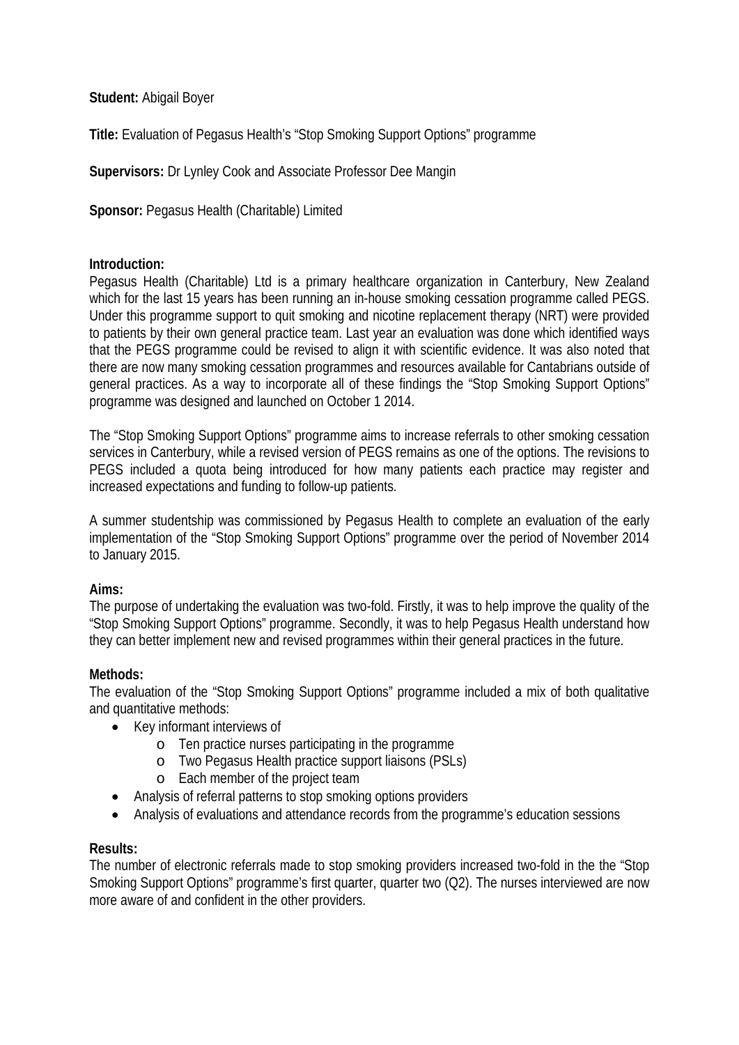**Student:** Abigail Boyer

**Title:** Evaluation of Pegasus Health's "Stop Smoking Support Options" programme

**Supervisors:** Dr Lynley Cook and Associate Professor Dee Mangin

**Sponsor:** Pegasus Health (Charitable) Limited

**Introduction:**

Pegasus Health (Charitable) Ltd is a primary healthcare organization in Canterbury, New Zealand which for the last 15 years has been running an in-house smoking cessation programme called PEGS. Under this programme support to quit smoking and nicotine replacement therapy (NRT) were provided to patients by their own general practice team. Last year an evaluation was done which identified ways that the PEGS programme could be revised to align it with scientific evidence. It was also noted that there are now many smoking cessation programmes and resources available for Cantabrians outside of general practices. As a way to incorporate all of these findings the "Stop Smoking Support Options" programme was designed and launched on October 1 2014.

The "Stop Smoking Support Options" programme aims to increase referrals to other smoking cessation services in Canterbury, while a revised version of PEGS remains as one of the options. The revisions to PEGS included a quota being introduced for how many patients each practice may register and increased expectations and funding to follow-up patients.

A summer studentship was commissioned by Pegasus Health to complete an evaluation of the early implementation of the "Stop Smoking Support Options" programme over the period of November 2014 to January 2015.

**Aims:**

The purpose of undertaking the evaluation was two-fold. Firstly, it was to help improve the quality of the "Stop Smoking Support Options" programme. Secondly, it was to help Pegasus Health understand how they can better implement new and revised programmes within their general practices in the future.

**Methods:**

The evaluation of the "Stop Smoking Support Options" programme included a mix of both qualitative and quantitative methods:

- Key informant interviews of
  - Ten practice nurses participating in the programme
  - Two Pegasus Health practice support liaisons (PSLs)
  - Each member of the project team
- Analysis of referral patterns to stop smoking options providers
- Analysis of evaluations and attendance records from the programme's education sessions

**Results:**

The number of electronic referrals made to stop smoking providers increased two-fold in the the "Stop Smoking Support Options" programme's first quarter, quarter two (Q2). The nurses interviewed are now more aware of and confident in the other providers.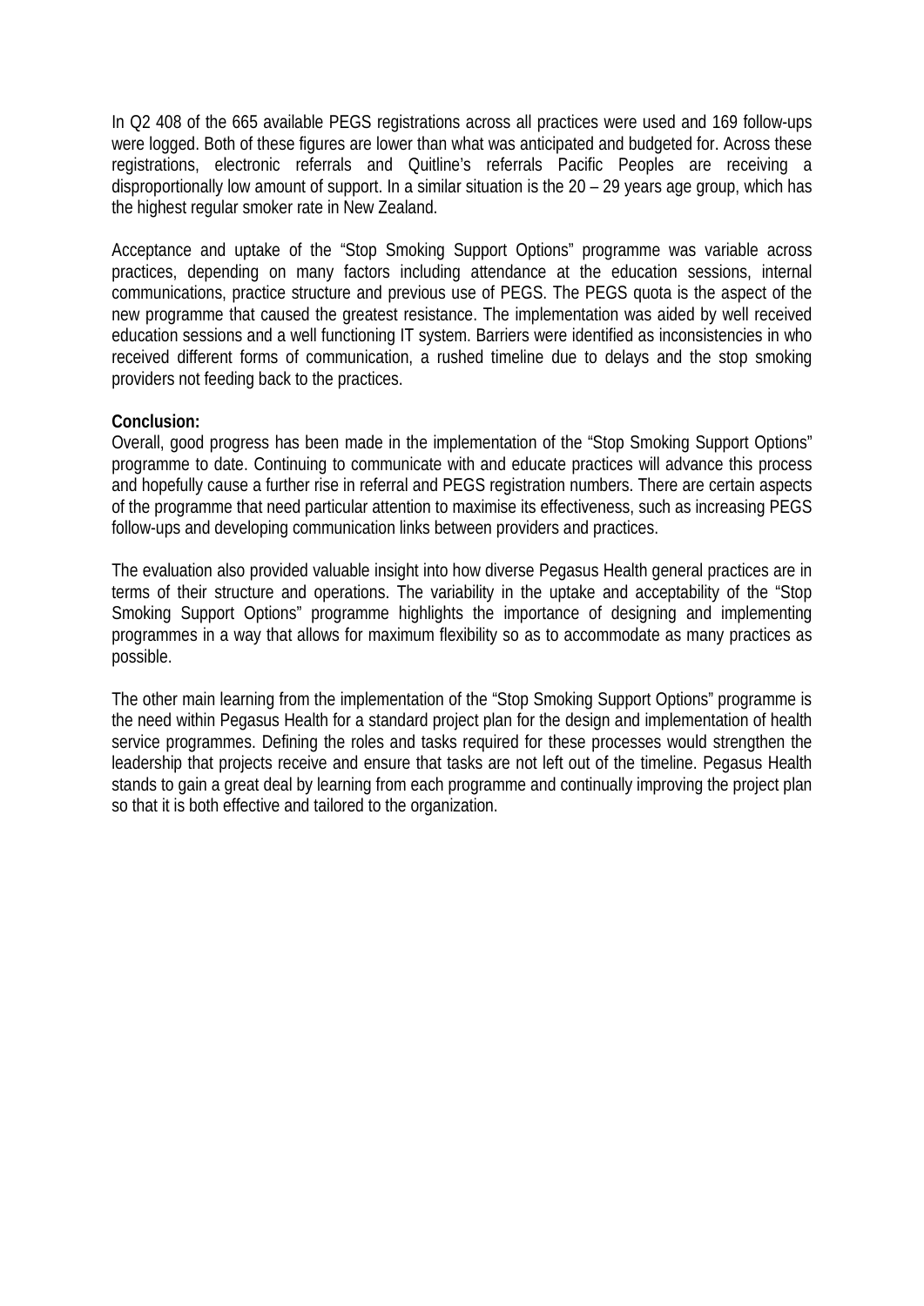In Q2 408 of the 665 available PEGS registrations across all practices were used and 169 follow-ups were logged. Both of these figures are lower than what was anticipated and budgeted for. Across these registrations, electronic referrals and Quitline's referrals Pacific Peoples are receiving a disproportionally low amount of support. In a similar situation is the 20 – 29 years age group, which has the highest regular smoker rate in New Zealand.

Acceptance and uptake of the "Stop Smoking Support Options" programme was variable across practices, depending on many factors including attendance at the education sessions, internal communications, practice structure and previous use of PEGS. The PEGS quota is the aspect of the new programme that caused the greatest resistance. The implementation was aided by well received education sessions and a well functioning IT system. Barriers were identified as inconsistencies in who received different forms of communication, a rushed timeline due to delays and the stop smoking providers not feeding back to the practices.

**Conclusion:**

Overall, good progress has been made in the implementation of the "Stop Smoking Support Options" programme to date. Continuing to communicate with and educate practices will advance this process and hopefully cause a further rise in referral and PEGS registration numbers. There are certain aspects of the programme that need particular attention to maximise its effectiveness, such as increasing PEGS follow-ups and developing communication links between providers and practices.

The evaluation also provided valuable insight into how diverse Pegasus Health general practices are in terms of their structure and operations. The variability in the uptake and acceptability of the "Stop Smoking Support Options" programme highlights the importance of designing and implementing programmes in a way that allows for maximum flexibility so as to accommodate as many practices as possible.

The other main learning from the implementation of the "Stop Smoking Support Options" programme is the need within Pegasus Health for a standard project plan for the design and implementation of health service programmes. Defining the roles and tasks required for these processes would strengthen the leadership that projects receive and ensure that tasks are not left out of the timeline. Pegasus Health stands to gain a great deal by learning from each programme and continually improving the project plan so that it is both effective and tailored to the organization.